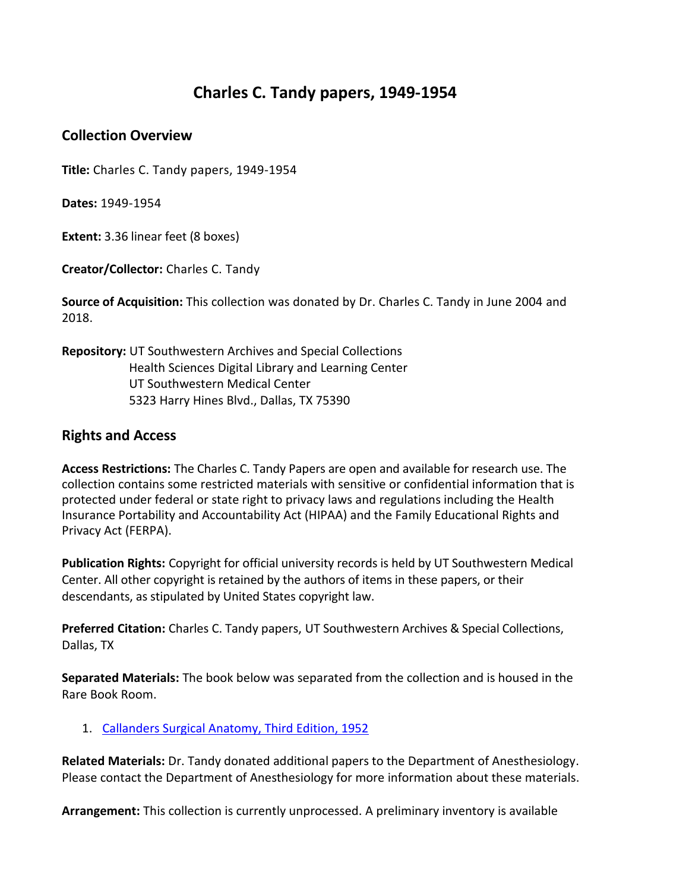# Charles C. Tandy papers, 1949-1954

## Collection Overview

**Title:** Charles C. Tandy papers, 1949-1954

**Dates:** 1949-1954

**Extent:** 3.36 linear feet (8 boxes)

**Creator/Collector:** Charles C. Tandy

**Source of Acquisition:** This collection was donated by Dr. Charles C. Tandy in June 2004 and 2018.

**Repository:** UT Southwestern Archives and Special Collections
Health Sciences Digital Library and Learning Center
UT Southwestern Medical Center
5323 Harry Hines Blvd., Dallas, TX 75390

## Rights and Access

**Access Restrictions:** The Charles C. Tandy Papers are open and available for research use. The collection contains some restricted materials with sensitive or confidential information that is protected under federal or state right to privacy laws and regulations including the Health Insurance Portability and Accountability Act (HIPAA) and the Family Educational Rights and Privacy Act (FERPA).

**Publication Rights:** Copyright for official university records is held by UT Southwestern Medical Center. All other copyright is retained by the authors of items in these papers, or their descendants, as stipulated by United States copyright law.

**Preferred Citation:** Charles C. Tandy papers, UT Southwestern Archives & Special Collections, Dallas, TX

**Separated Materials:** The book below was separated from the collection and is housed in the Rare Book Room.

1. Callanders Surgical Anatomy, Third Edition, 1952

**Related Materials:** Dr. Tandy donated additional papers to the Department of Anesthesiology. Please contact the Department of Anesthesiology for more information about these materials.

**Arrangement:** This collection is currently unprocessed. A preliminary inventory is available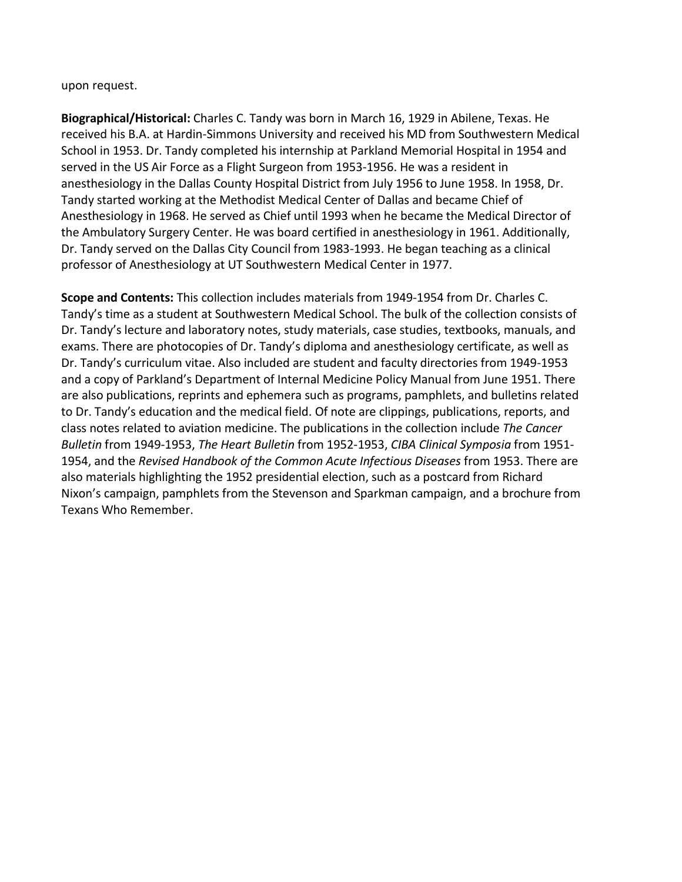upon request.

**Biographical/Historical:** Charles C. Tandy was born in March 16, 1929 in Abilene, Texas. He received his B.A. at Hardin-Simmons University and received his MD from Southwestern Medical School in 1953. Dr. Tandy completed his internship at Parkland Memorial Hospital in 1954 and served in the US Air Force as a Flight Surgeon from 1953-1956. He was a resident in anesthesiology in the Dallas County Hospital District from July 1956 to June 1958. In 1958, Dr. Tandy started working at the Methodist Medical Center of Dallas and became Chief of Anesthesiology in 1968. He served as Chief until 1993 when he became the Medical Director of the Ambulatory Surgery Center. He was board certified in anesthesiology in 1961. Additionally, Dr. Tandy served on the Dallas City Council from 1983-1993. He began teaching as a clinical professor of Anesthesiology at UT Southwestern Medical Center in 1977.

**Scope and Contents:** This collection includes materials from 1949-1954 from Dr. Charles C. Tandy's time as a student at Southwestern Medical School. The bulk of the collection consists of Dr. Tandy's lecture and laboratory notes, study materials, case studies, textbooks, manuals, and exams. There are photocopies of Dr. Tandy's diploma and anesthesiology certificate, as well as Dr. Tandy's curriculum vitae. Also included are student and faculty directories from 1949-1953 and a copy of Parkland's Department of Internal Medicine Policy Manual from June 1951. There are also publications, reprints and ephemera such as programs, pamphlets, and bulletins related to Dr. Tandy's education and the medical field. Of note are clippings, publications, reports, and class notes related to aviation medicine. The publications in the collection include *The Cancer Bulletin* from 1949-1953, *The Heart Bulletin* from 1952-1953, *CIBA Clinical Symposia* from 1951-1954, and the *Revised Handbook of the Common Acute Infectious Diseases* from 1953. There are also materials highlighting the 1952 presidential election, such as a postcard from Richard Nixon's campaign, pamphlets from the Stevenson and Sparkman campaign, and a brochure from Texans Who Remember.